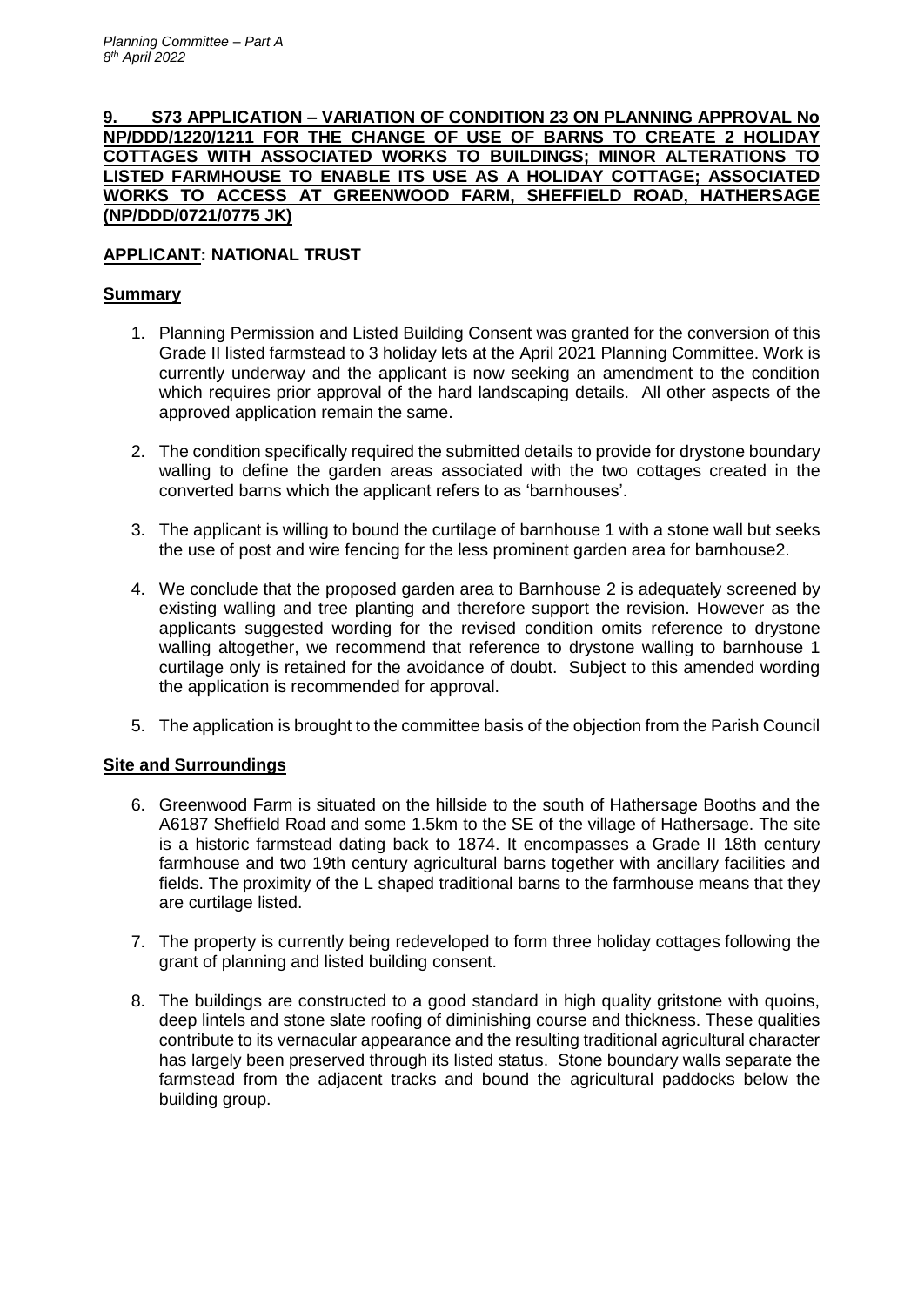**9. S73 APPLICATION – VARIATION OF CONDITION 23 ON PLANNING APPROVAL No NP/DDD/1220/1211 FOR THE CHANGE OF USE OF BARNS TO CREATE 2 HOLIDAY COTTAGES WITH ASSOCIATED WORKS TO BUILDINGS; MINOR ALTERATIONS TO LISTED FARMHOUSE TO ENABLE ITS USE AS A HOLIDAY COTTAGE; ASSOCIATED WORKS TO ACCESS AT GREENWOOD FARM, SHEFFIELD ROAD, HATHERSAGE (NP/DDD/0721/0775 JK)**

**APPLICANT: NATIONAL TRUST**

**Summary**

1. Planning Permission and Listed Building Consent was granted for the conversion of this Grade II listed farmstead to 3 holiday lets at the April 2021 Planning Committee. Work is currently underway and the applicant is now seeking an amendment to the condition which requires prior approval of the hard landscaping details. All other aspects of the approved application remain the same.

2. The condition specifically required the submitted details to provide for drystone boundary walling to define the garden areas associated with the two cottages created in the converted barns which the applicant refers to as 'barnhouses'.

3. The applicant is willing to bound the curtilage of barnhouse 1 with a stone wall but seeks the use of post and wire fencing for the less prominent garden area for barnhouse2.

4. We conclude that the proposed garden area to Barnhouse 2 is adequately screened by existing walling and tree planting and therefore support the revision. However as the applicants suggested wording for the revised condition omits reference to drystone walling altogether, we recommend that reference to drystone walling to barnhouse 1 curtilage only is retained for the avoidance of doubt. Subject to this amended wording the application is recommended for approval.

5. The application is brought to the committee basis of the objection from the Parish Council

**Site and Surroundings**

6. Greenwood Farm is situated on the hillside to the south of Hathersage Booths and the A6187 Sheffield Road and some 1.5km to the SE of the village of Hathersage. The site is a historic farmstead dating back to 1874. It encompasses a Grade II 18th century farmhouse and two 19th century agricultural barns together with ancillary facilities and fields. The proximity of the L shaped traditional barns to the farmhouse means that they are curtilage listed.

7. The property is currently being redeveloped to form three holiday cottages following the grant of planning and listed building consent.

8. The buildings are constructed to a good standard in high quality gritstone with quoins, deep lintels and stone slate roofing of diminishing course and thickness. These qualities contribute to its vernacular appearance and the resulting traditional agricultural character has largely been preserved through its listed status. Stone boundary walls separate the farmstead from the adjacent tracks and bound the agricultural paddocks below the building group.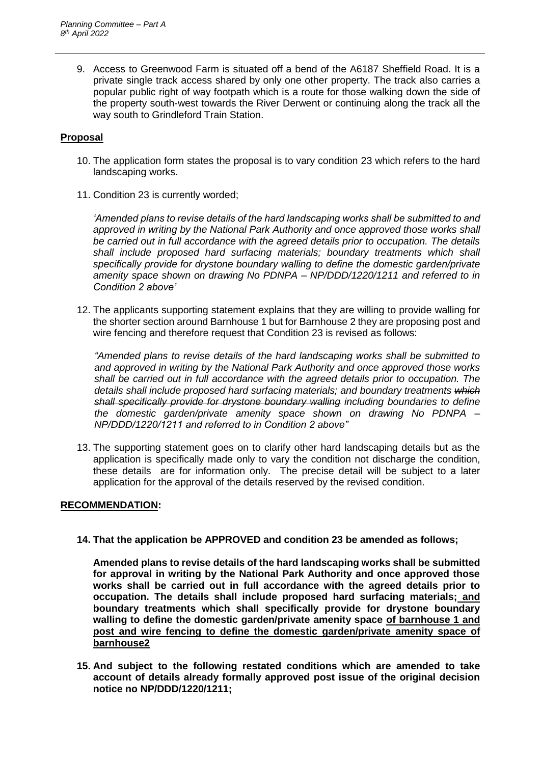9. Access to Greenwood Farm is situated off a bend of the A6187 Sheffield Road. It is a private single track access shared by only one other property. The track also carries a popular public right of way footpath which is a route for those walking down the side of the property south-west towards the River Derwent or continuing along the track all the way south to Grindleford Train Station.

**Proposal**

10. The application form states the proposal is to vary condition 23 which refers to the hard landscaping works.

11. Condition 23 is currently worded;

    *'Amended plans to revise details of the hard landscaping works shall be submitted to and approved in writing by the National Park Authority and once approved those works shall be carried out in full accordance with the agreed details prior to occupation. The details shall include proposed hard surfacing materials; boundary treatments which shall specifically provide for drystone boundary walling to define the domestic garden/private amenity space shown on drawing No PDNPA – NP/DDD/1220/1211 and referred to in Condition 2 above'*

12. The applicants supporting statement explains that they are willing to provide walling for the shorter section around Barnhouse 1 but for Barnhouse 2 they are proposing post and wire fencing and therefore request that Condition 23 is revised as follows:

    *"Amended plans to revise details of the hard landscaping works shall be submitted to and approved in writing by the National Park Authority and once approved those works shall be carried out in full accordance with the agreed details prior to occupation. The details shall include proposed hard surfacing materials; and boundary treatments ~~which shall specifically provide for drystone boundary walling~~ including boundaries to define the domestic garden/private amenity space shown on drawing No PDNPA – NP/DDD/1220/1211 and referred to in Condition 2 above"*

13. The supporting statement goes on to clarify other hard landscaping details but as the application is specifically made only to vary the condition not discharge the condition, these details are for information only. The precise detail will be subject to a later application for the approval of the details reserved by the revised condition.

**RECOMMENDATION:**

**14. That the application be APPROVED and condition 23 be amended as follows;**

**Amended plans to revise details of the hard landscaping works shall be submitted for approval in writing by the National Park Authority and once approved those works shall be carried out in full accordance with the agreed details prior to occupation. The details shall include proposed hard surfacing materials; <u>and</u> boundary treatments which shall specifically provide for drystone boundary walling to define the domestic garden/private amenity space <u>of barnhouse 1 and post and wire fencing to define the domestic garden/private amenity space of barnhouse2</u>**

**15. And subject to the following restated conditions which are amended to take account of details already formally approved post issue of the original decision notice no NP/DDD/1220/1211;**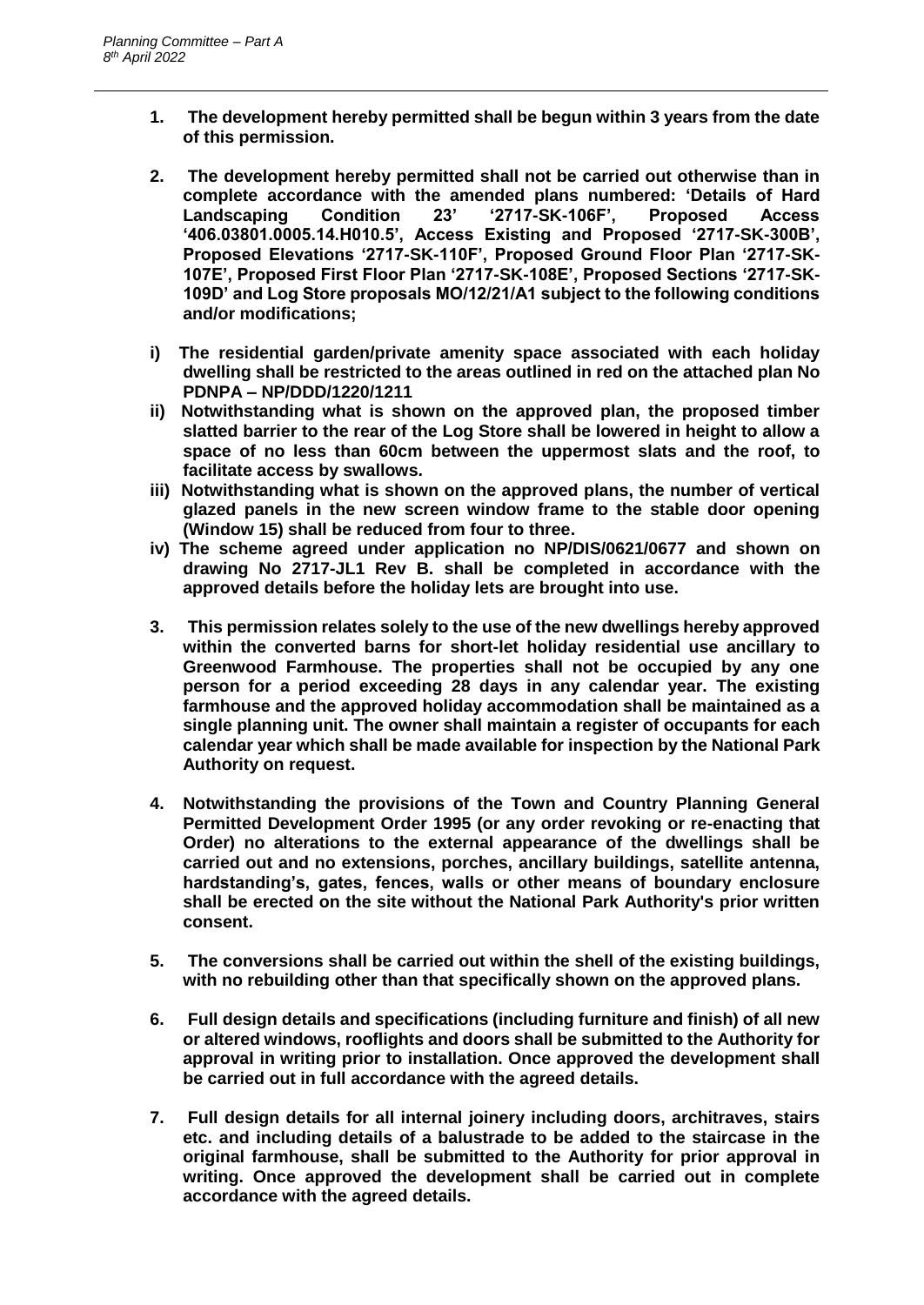1. **The development hereby permitted shall be begun within 3 years from the date of this permission.**

2. **The development hereby permitted shall not be carried out otherwise than in complete accordance with the amended plans numbered: 'Details of Hard Landscaping Condition 23' '2717-SK-106F', Proposed Access '406.03801.0005.14.H010.5', Access Existing and Proposed '2717-SK-300B', Proposed Elevations '2717-SK-110F', Proposed Ground Floor Plan '2717-SK-107E', Proposed First Floor Plan '2717-SK-108E', Proposed Sections '2717-SK-109D' and Log Store proposals MO/12/21/A1 subject to the following conditions and/or modifications;**

   i) **The residential garden/private amenity space associated with each holiday dwelling shall be restricted to the areas outlined in red on the attached plan No PDNPA – NP/DDD/1220/1211**

   ii) **Notwithstanding what is shown on the approved plan, the proposed timber slatted barrier to the rear of the Log Store shall be lowered in height to allow a space of no less than 60cm between the uppermost slats and the roof, to facilitate access by swallows.**

   iii) **Notwithstanding what is shown on the approved plans, the number of vertical glazed panels in the new screen window frame to the stable door opening (Window 15) shall be reduced from four to three.**

   iv) **The scheme agreed under application no NP/DIS/0621/0677 and shown on drawing No 2717-JL1 Rev B. shall be completed in accordance with the approved details before the holiday lets are brought into use.**

3. **This permission relates solely to the use of the new dwellings hereby approved within the converted barns for short-let holiday residential use ancillary to Greenwood Farmhouse. The properties shall not be occupied by any one person for a period exceeding 28 days in any calendar year. The existing farmhouse and the approved holiday accommodation shall be maintained as a single planning unit. The owner shall maintain a register of occupants for each calendar year which shall be made available for inspection by the National Park Authority on request.**

4. **Notwithstanding the provisions of the Town and Country Planning General Permitted Development Order 1995 (or any order revoking or re-enacting that Order) no alterations to the external appearance of the dwellings shall be carried out and no extensions, porches, ancillary buildings, satellite antenna, hardstanding's, gates, fences, walls or other means of boundary enclosure shall be erected on the site without the National Park Authority's prior written consent.**

5. **The conversions shall be carried out within the shell of the existing buildings, with no rebuilding other than that specifically shown on the approved plans.**

6. **Full design details and specifications (including furniture and finish) of all new or altered windows, rooflights and doors shall be submitted to the Authority for approval in writing prior to installation. Once approved the development shall be carried out in full accordance with the agreed details.**

7. **Full design details for all internal joinery including doors, architraves, stairs etc. and including details of a balustrade to be added to the staircase in the original farmhouse, shall be submitted to the Authority for prior approval in writing. Once approved the development shall be carried out in complete accordance with the agreed details.**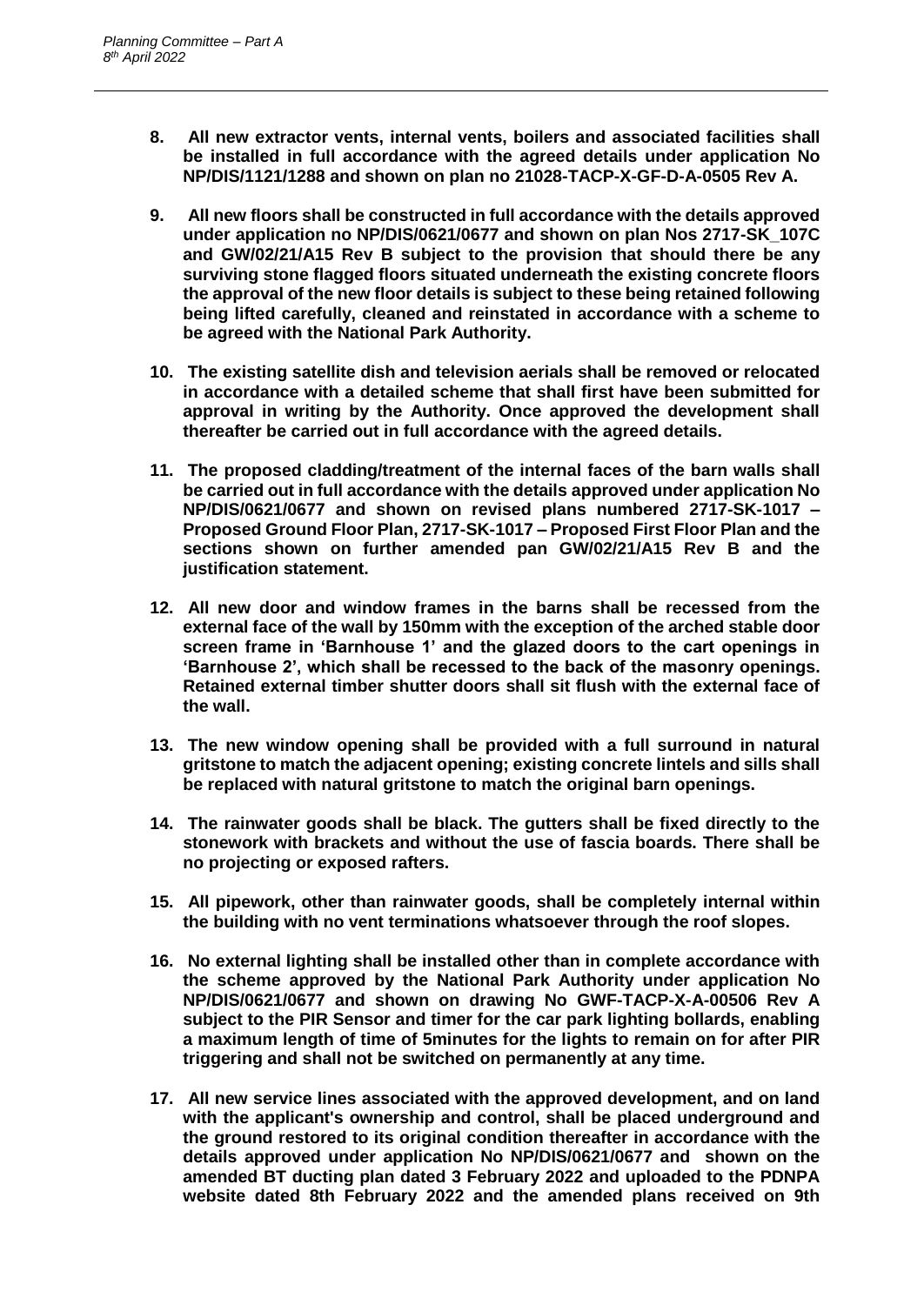**8. All new extractor vents, internal vents, boilers and associated facilities shall be installed in full accordance with the agreed details under application No NP/DIS/1121/1288 and shown on plan no 21028-TACP-X-GF-D-A-0505 Rev A.**

**9. All new floors shall be constructed in full accordance with the details approved under application no NP/DIS/0621/0677 and shown on plan Nos 2717-SK_107C and GW/02/21/A15 Rev B subject to the provision that should there be any surviving stone flagged floors situated underneath the existing concrete floors the approval of the new floor details is subject to these being retained following being lifted carefully, cleaned and reinstated in accordance with a scheme to be agreed with the National Park Authority.**

**10. The existing satellite dish and television aerials shall be removed or relocated in accordance with a detailed scheme that shall first have been submitted for approval in writing by the Authority. Once approved the development shall thereafter be carried out in full accordance with the agreed details.**

**11. The proposed cladding/treatment of the internal faces of the barn walls shall be carried out in full accordance with the details approved under application No NP/DIS/0621/0677 and shown on revised plans numbered 2717-SK-1017 – Proposed Ground Floor Plan, 2717-SK-1017 – Proposed First Floor Plan and the sections shown on further amended pan GW/02/21/A15 Rev B and the justification statement.**

**12. All new door and window frames in the barns shall be recessed from the external face of the wall by 150mm with the exception of the arched stable door screen frame in 'Barnhouse 1' and the glazed doors to the cart openings in 'Barnhouse 2', which shall be recessed to the back of the masonry openings. Retained external timber shutter doors shall sit flush with the external face of the wall.**

**13. The new window opening shall be provided with a full surround in natural gritstone to match the adjacent opening; existing concrete lintels and sills shall be replaced with natural gritstone to match the original barn openings.**

**14. The rainwater goods shall be black. The gutters shall be fixed directly to the stonework with brackets and without the use of fascia boards. There shall be no projecting or exposed rafters.**

**15. All pipework, other than rainwater goods, shall be completely internal within the building with no vent terminations whatsoever through the roof slopes.**

**16. No external lighting shall be installed other than in complete accordance with the scheme approved by the National Park Authority under application No NP/DIS/0621/0677 and shown on drawing No GWF-TACP-X-A-00506 Rev A subject to the PIR Sensor and timer for the car park lighting bollards, enabling a maximum length of time of 5minutes for the lights to remain on for after PIR triggering and shall not be switched on permanently at any time.**

**17. All new service lines associated with the approved development, and on land with the applicant's ownership and control, shall be placed underground and the ground restored to its original condition thereafter in accordance with the details approved under application No NP/DIS/0621/0677 and shown on the amended BT ducting plan dated 3 February 2022 and uploaded to the PDNPA website dated 8th February 2022 and the amended plans received on 9th**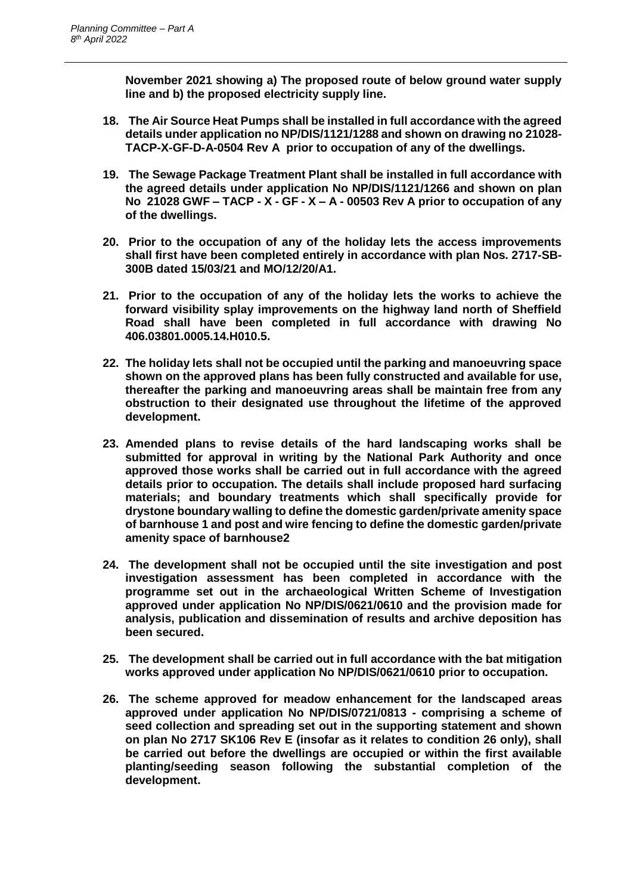**November 2021 showing a) The proposed route of below ground water supply line and b) the proposed electricity supply line.**

18. **The Air Source Heat Pumps shall be installed in full accordance with the agreed details under application no NP/DIS/1121/1288 and shown on drawing no 21028-TACP-X-GF-D-A-0504 Rev A prior to occupation of any of the dwellings.**

19. **The Sewage Package Treatment Plant shall be installed in full accordance with the agreed details under application No NP/DIS/1121/1266 and shown on plan No 21028 GWF – TACP - X - GF - X – A - 00503 Rev A prior to occupation of any of the dwellings.**

20. **Prior to the occupation of any of the holiday lets the access improvements shall first have been completed entirely in accordance with plan Nos. 2717-SB-300B dated 15/03/21 and MO/12/20/A1.**

21. **Prior to the occupation of any of the holiday lets the works to achieve the forward visibility splay improvements on the highway land north of Sheffield Road shall have been completed in full accordance with drawing No 406.03801.0005.14.H010.5.**

22. **The holiday lets shall not be occupied until the parking and manoeuvring space shown on the approved plans has been fully constructed and available for use, thereafter the parking and manoeuvring areas shall be maintain free from any obstruction to their designated use throughout the lifetime of the approved development.**

23. **Amended plans to revise details of the hard landscaping works shall be submitted for approval in writing by the National Park Authority and once approved those works shall be carried out in full accordance with the agreed details prior to occupation. The details shall include proposed hard surfacing materials; and boundary treatments which shall specifically provide for drystone boundary walling to define the domestic garden/private amenity space of barnhouse 1 and post and wire fencing to define the domestic garden/private amenity space of barnhouse2**

24. **The development shall not be occupied until the site investigation and post investigation assessment has been completed in accordance with the programme set out in the archaeological Written Scheme of Investigation approved under application No NP/DIS/0621/0610 and the provision made for analysis, publication and dissemination of results and archive deposition has been secured.**

25. **The development shall be carried out in full accordance with the bat mitigation works approved under application No NP/DIS/0621/0610 prior to occupation.**

26. **The scheme approved for meadow enhancement for the landscaped areas approved under application No NP/DIS/0721/0813 - comprising a scheme of seed collection and spreading set out in the supporting statement and shown on plan No 2717 SK106 Rev E (insofar as it relates to condition 26 only), shall be carried out before the dwellings are occupied or within the first available planting/seeding season following the substantial completion of the development.**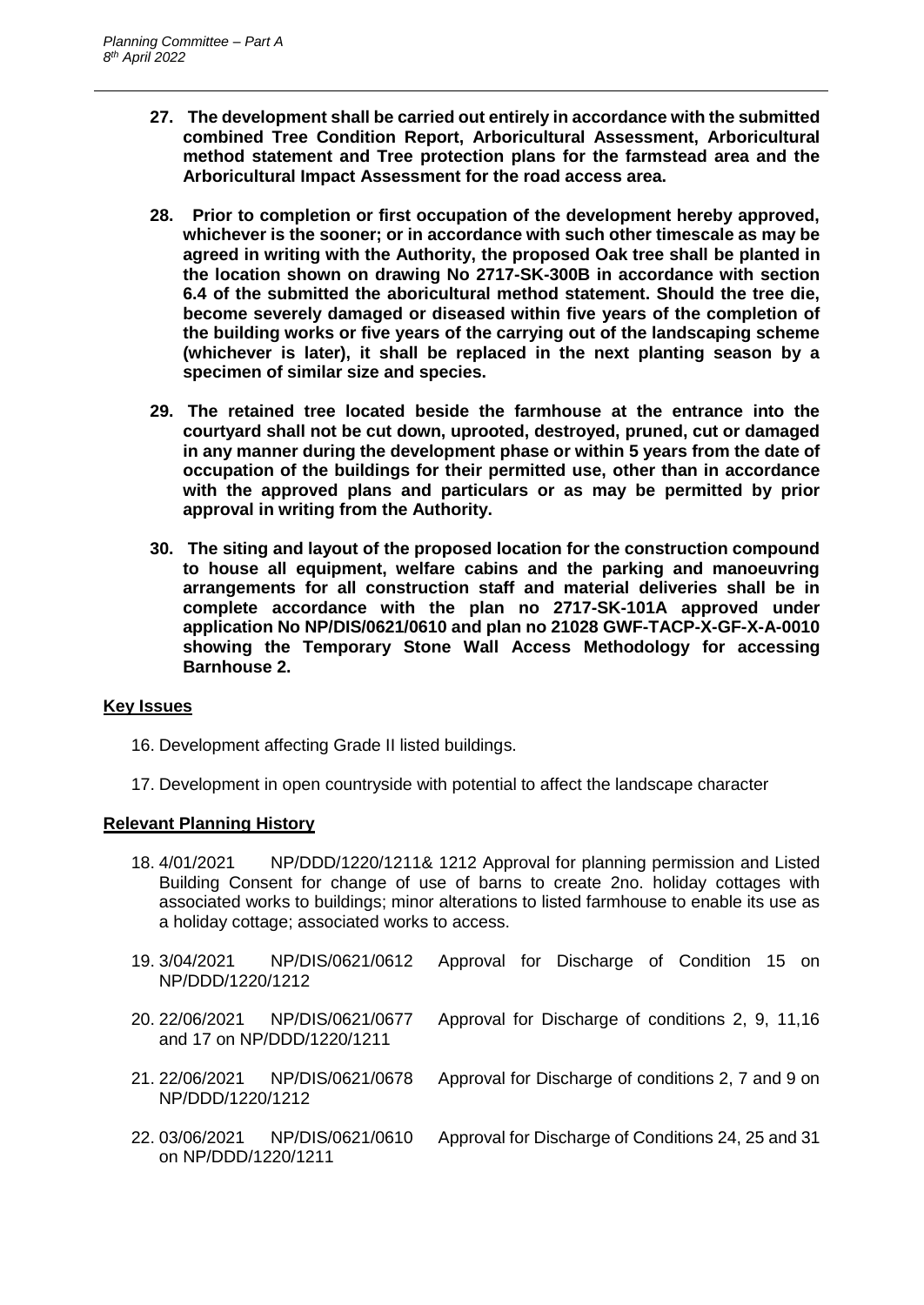27. **The development shall be carried out entirely in accordance with the submitted combined Tree Condition Report, Arboricultural Assessment, Arboricultural method statement and Tree protection plans for the farmstead area and the Arboricultural Impact Assessment for the road access area.**

28. **Prior to completion or first occupation of the development hereby approved, whichever is the sooner; or in accordance with such other timescale as may be agreed in writing with the Authority, the proposed Oak tree shall be planted in the location shown on drawing No 2717-SK-300B in accordance with section 6.4 of the submitted the aboricultural method statement. Should the tree die, become severely damaged or diseased within five years of the completion of the building works or five years of the carrying out of the landscaping scheme (whichever is later), it shall be replaced in the next planting season by a specimen of similar size and species.**

29. **The retained tree located beside the farmhouse at the entrance into the courtyard shall not be cut down, uprooted, destroyed, pruned, cut or damaged in any manner during the development phase or within 5 years from the date of occupation of the buildings for their permitted use, other than in accordance with the approved plans and particulars or as may be permitted by prior approval in writing from the Authority.**

30. **The siting and layout of the proposed location for the construction compound to house all equipment, welfare cabins and the parking and manoeuvring arrangements for all construction staff and material deliveries shall be in complete accordance with the plan no 2717-SK-101A approved under application No NP/DIS/0621/0610 and plan no 21028 GWF-TACP-X-GF-X-A-0010 showing the Temporary Stone Wall Access Methodology for accessing Barnhouse 2.**

## Key Issues

16. Development affecting Grade II listed buildings.

17. Development in open countryside with potential to affect the landscape character

## Relevant Planning History

18. 4/01/2021 NP/DDD/1220/1211& 1212 Approval for planning permission and Listed Building Consent for change of use of barns to create 2no. holiday cottages with associated works to buildings; minor alterations to listed farmhouse to enable its use as a holiday cottage; associated works to access.

19. 3/04/2021 NP/DIS/0621/0612 Approval for Discharge of Condition 15 on NP/DDD/1220/1212

20. 22/06/2021 NP/DIS/0621/0677 Approval for Discharge of conditions 2, 9, 11,16 and 17 on NP/DDD/1220/1211

21. 22/06/2021 NP/DIS/0621/0678 Approval for Discharge of conditions 2, 7 and 9 on NP/DDD/1220/1212

22. 03/06/2021 NP/DIS/0621/0610 Approval for Discharge of Conditions 24, 25 and 31 on NP/DDD/1220/1211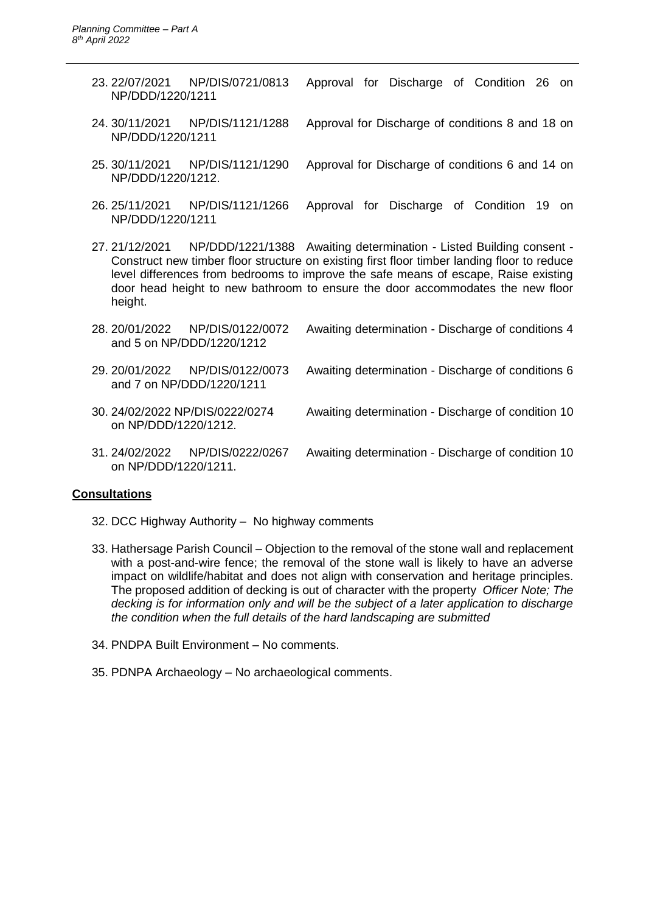23. 22/07/2021 NP/DIS/0721/0813 Approval for Discharge of Condition 26 on NP/DDD/1220/1211

24. 30/11/2021 NP/DIS/1121/1288 Approval for Discharge of conditions 8 and 18 on NP/DDD/1220/1211

25. 30/11/2021 NP/DIS/1121/1290 Approval for Discharge of conditions 6 and 14 on NP/DDD/1220/1212.

26. 25/11/2021 NP/DIS/1121/1266 Approval for Discharge of Condition 19 on NP/DDD/1220/1211

27. 21/12/2021 NP/DDD/1221/1388 Awaiting determination - Listed Building consent - Construct new timber floor structure on existing first floor timber landing floor to reduce level differences from bedrooms to improve the safe means of escape, Raise existing door head height to new bathroom to ensure the door accommodates the new floor height.

28. 20/01/2022 NP/DIS/0122/0072 Awaiting determination - Discharge of conditions 4 and 5 on NP/DDD/1220/1212

29. 20/01/2022 NP/DIS/0122/0073 Awaiting determination - Discharge of conditions 6 and 7 on NP/DDD/1220/1211

30. 24/02/2022 NP/DIS/0222/0274 Awaiting determination - Discharge of condition 10 on NP/DDD/1220/1212.

31. 24/02/2022 NP/DIS/0222/0267 Awaiting determination - Discharge of condition 10 on NP/DDD/1220/1211.

**Consultations**

32. DCC Highway Authority – No highway comments

33. Hathersage Parish Council – Objection to the removal of the stone wall and replacement with a post-and-wire fence; the removal of the stone wall is likely to have an adverse impact on wildlife/habitat and does not align with conservation and heritage principles. The proposed addition of decking is out of character with the property *Officer Note; The decking is for information only and will be the subject of a later application to discharge the condition when the full details of the hard landscaping are submitted*

34. PNDPA Built Environment – No comments.

35. PDNPA Archaeology – No archaeological comments.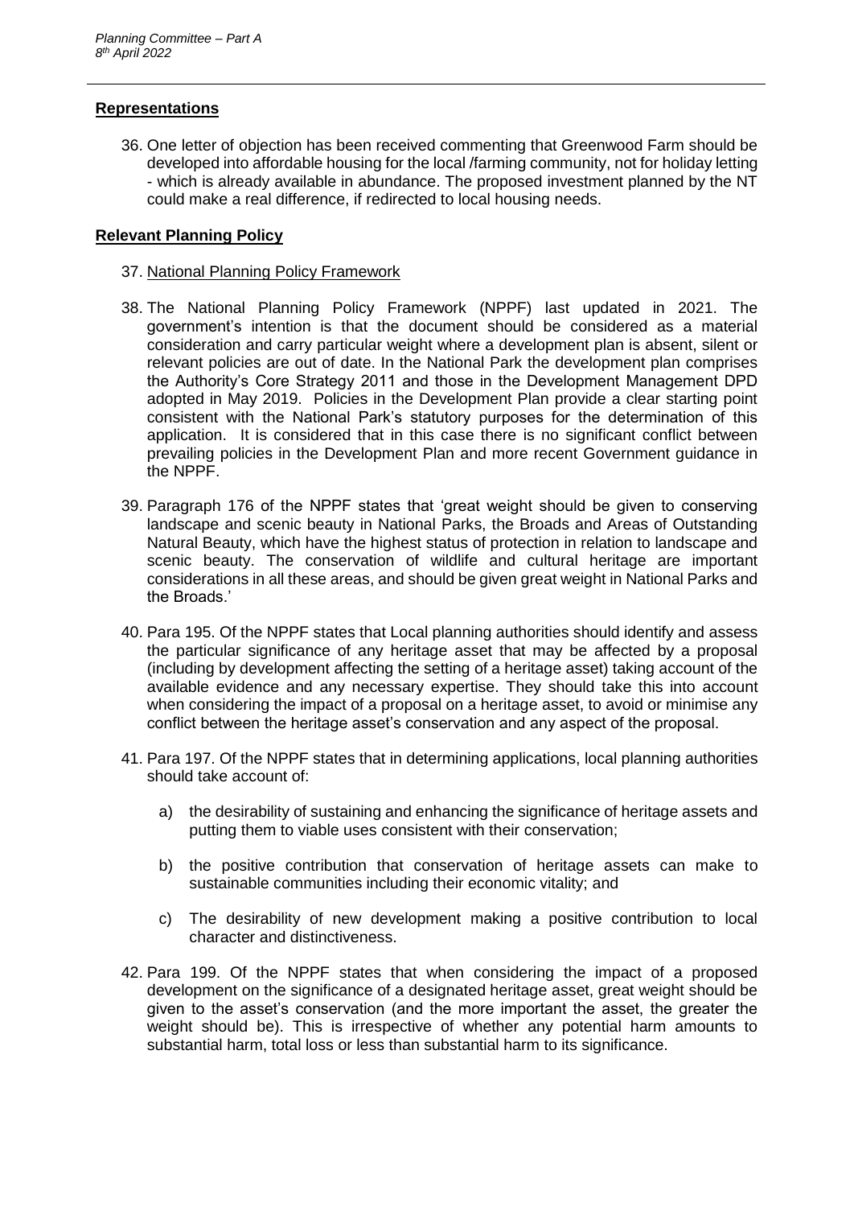## Representations

36. One letter of objection has been received commenting that Greenwood Farm should be developed into affordable housing for the local /farming community, not for holiday letting - which is already available in abundance. The proposed investment planned by the NT could make a real difference, if redirected to local housing needs.

## Relevant Planning Policy

37. National Planning Policy Framework

38. The National Planning Policy Framework (NPPF) last updated in 2021. The government's intention is that the document should be considered as a material consideration and carry particular weight where a development plan is absent, silent or relevant policies are out of date. In the National Park the development plan comprises the Authority's Core Strategy 2011 and those in the Development Management DPD adopted in May 2019. Policies in the Development Plan provide a clear starting point consistent with the National Park's statutory purposes for the determination of this application. It is considered that in this case there is no significant conflict between prevailing policies in the Development Plan and more recent Government guidance in the NPPF.

39. Paragraph 176 of the NPPF states that 'great weight should be given to conserving landscape and scenic beauty in National Parks, the Broads and Areas of Outstanding Natural Beauty, which have the highest status of protection in relation to landscape and scenic beauty. The conservation of wildlife and cultural heritage are important considerations in all these areas, and should be given great weight in National Parks and the Broads.'

40. Para 195. Of the NPPF states that Local planning authorities should identify and assess the particular significance of any heritage asset that may be affected by a proposal (including by development affecting the setting of a heritage asset) taking account of the available evidence and any necessary expertise. They should take this into account when considering the impact of a proposal on a heritage asset, to avoid or minimise any conflict between the heritage asset's conservation and any aspect of the proposal.

41. Para 197. Of the NPPF states that in determining applications, local planning authorities should take account of:

    a) the desirability of sustaining and enhancing the significance of heritage assets and putting them to viable uses consistent with their conservation;

    b) the positive contribution that conservation of heritage assets can make to sustainable communities including their economic vitality; and

    c) The desirability of new development making a positive contribution to local character and distinctiveness.

42. Para 199. Of the NPPF states that when considering the impact of a proposed development on the significance of a designated heritage asset, great weight should be given to the asset's conservation (and the more important the asset, the greater the weight should be). This is irrespective of whether any potential harm amounts to substantial harm, total loss or less than substantial harm to its significance.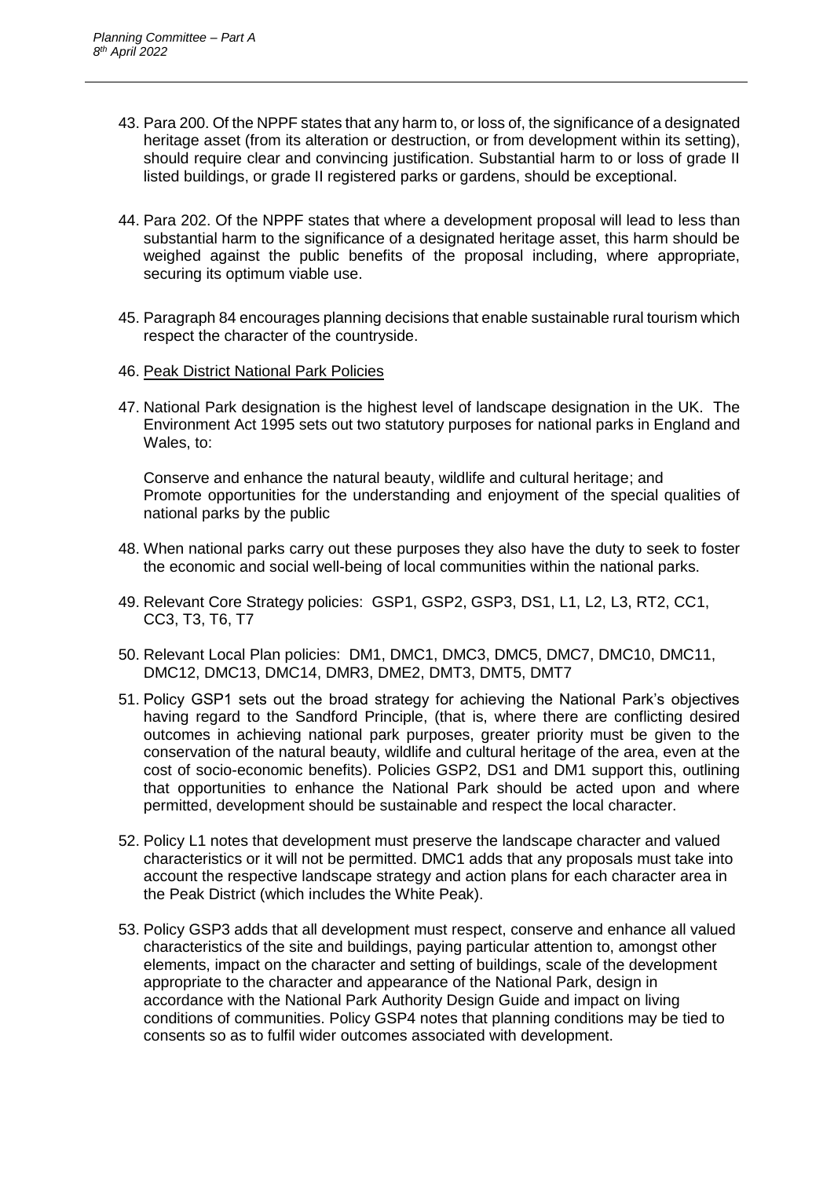43. Para 200. Of the NPPF states that any harm to, or loss of, the significance of a designated heritage asset (from its alteration or destruction, or from development within its setting), should require clear and convincing justification. Substantial harm to or loss of grade II listed buildings, or grade II registered parks or gardens, should be exceptional.

44. Para 202. Of the NPPF states that where a development proposal will lead to less than substantial harm to the significance of a designated heritage asset, this harm should be weighed against the public benefits of the proposal including, where appropriate, securing its optimum viable use.

45. Paragraph 84 encourages planning decisions that enable sustainable rural tourism which respect the character of the countryside.

46. <u>Peak District National Park Policies</u>

47. National Park designation is the highest level of landscape designation in the UK. The Environment Act 1995 sets out two statutory purposes for national parks in England and Wales, to:

    Conserve and enhance the natural beauty, wildlife and cultural heritage; and
    Promote opportunities for the understanding and enjoyment of the special qualities of national parks by the public

48. When national parks carry out these purposes they also have the duty to seek to foster the economic and social well-being of local communities within the national parks.

49. Relevant Core Strategy policies: GSP1, GSP2, GSP3, DS1, L1, L2, L3, RT2, CC1, CC3, T3, T6, T7

50. Relevant Local Plan policies: DM1, DMC1, DMC3, DMC5, DMC7, DMC10, DMC11, DMC12, DMC13, DMC14, DMR3, DME2, DMT3, DMT5, DMT7

51. Policy GSP1 sets out the broad strategy for achieving the National Park's objectives having regard to the Sandford Principle, (that is, where there are conflicting desired outcomes in achieving national park purposes, greater priority must be given to the conservation of the natural beauty, wildlife and cultural heritage of the area, even at the cost of socio-economic benefits). Policies GSP2, DS1 and DM1 support this, outlining that opportunities to enhance the National Park should be acted upon and where permitted, development should be sustainable and respect the local character.

52. Policy L1 notes that development must preserve the landscape character and valued characteristics or it will not be permitted. DMC1 adds that any proposals must take into account the respective landscape strategy and action plans for each character area in the Peak District (which includes the White Peak).

53. Policy GSP3 adds that all development must respect, conserve and enhance all valued characteristics of the site and buildings, paying particular attention to, amongst other elements, impact on the character and setting of buildings, scale of the development appropriate to the character and appearance of the National Park, design in accordance with the National Park Authority Design Guide and impact on living conditions of communities. Policy GSP4 notes that planning conditions may be tied to consents so as to fulfil wider outcomes associated with development.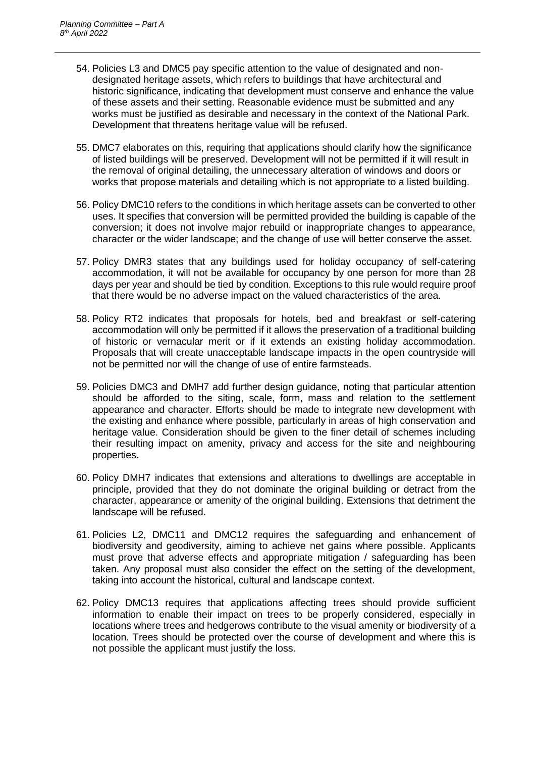54. Policies L3 and DMC5 pay specific attention to the value of designated and non-designated heritage assets, which refers to buildings that have architectural and historic significance, indicating that development must conserve and enhance the value of these assets and their setting. Reasonable evidence must be submitted and any works must be justified as desirable and necessary in the context of the National Park. Development that threatens heritage value will be refused.

55. DMC7 elaborates on this, requiring that applications should clarify how the significance of listed buildings will be preserved. Development will not be permitted if it will result in the removal of original detailing, the unnecessary alteration of windows and doors or works that propose materials and detailing which is not appropriate to a listed building.

56. Policy DMC10 refers to the conditions in which heritage assets can be converted to other uses. It specifies that conversion will be permitted provided the building is capable of the conversion; it does not involve major rebuild or inappropriate changes to appearance, character or the wider landscape; and the change of use will better conserve the asset.

57. Policy DMR3 states that any buildings used for holiday occupancy of self-catering accommodation, it will not be available for occupancy by one person for more than 28 days per year and should be tied by condition. Exceptions to this rule would require proof that there would be no adverse impact on the valued characteristics of the area.

58. Policy RT2 indicates that proposals for hotels, bed and breakfast or self-catering accommodation will only be permitted if it allows the preservation of a traditional building of historic or vernacular merit or if it extends an existing holiday accommodation. Proposals that will create unacceptable landscape impacts in the open countryside will not be permitted nor will the change of use of entire farmsteads.

59. Policies DMC3 and DMH7 add further design guidance, noting that particular attention should be afforded to the siting, scale, form, mass and relation to the settlement appearance and character. Efforts should be made to integrate new development with the existing and enhance where possible, particularly in areas of high conservation and heritage value. Consideration should be given to the finer detail of schemes including their resulting impact on amenity, privacy and access for the site and neighbouring properties.

60. Policy DMH7 indicates that extensions and alterations to dwellings are acceptable in principle, provided that they do not dominate the original building or detract from the character, appearance or amenity of the original building. Extensions that detriment the landscape will be refused.

61. Policies L2, DMC11 and DMC12 requires the safeguarding and enhancement of biodiversity and geodiversity, aiming to achieve net gains where possible. Applicants must prove that adverse effects and appropriate mitigation / safeguarding has been taken. Any proposal must also consider the effect on the setting of the development, taking into account the historical, cultural and landscape context.

62. Policy DMC13 requires that applications affecting trees should provide sufficient information to enable their impact on trees to be properly considered, especially in locations where trees and hedgerows contribute to the visual amenity or biodiversity of a location. Trees should be protected over the course of development and where this is not possible the applicant must justify the loss.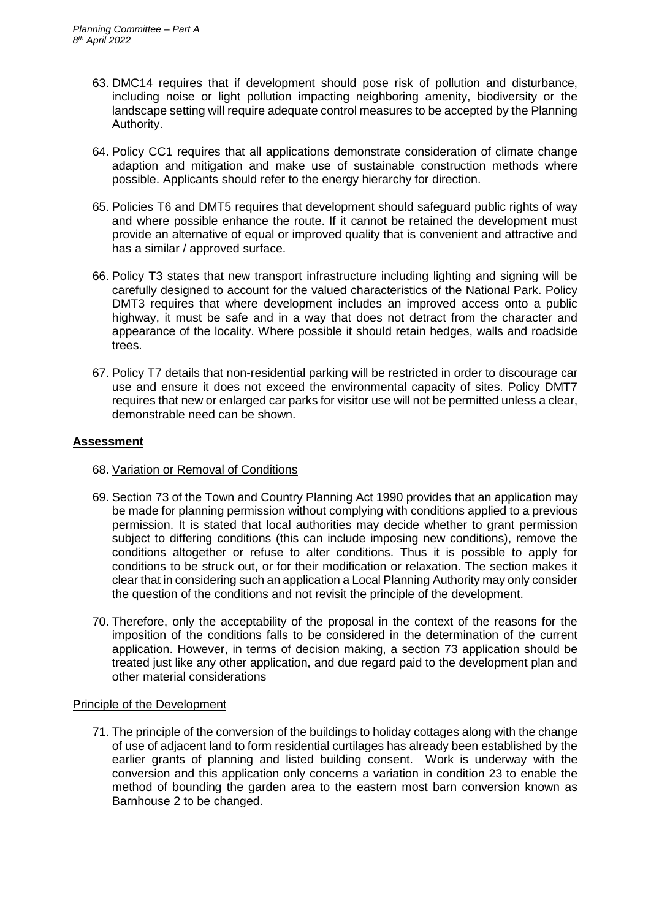63. DMC14 requires that if development should pose risk of pollution and disturbance, including noise or light pollution impacting neighboring amenity, biodiversity or the landscape setting will require adequate control measures to be accepted by the Planning Authority.

64. Policy CC1 requires that all applications demonstrate consideration of climate change adaption and mitigation and make use of sustainable construction methods where possible. Applicants should refer to the energy hierarchy for direction.

65. Policies T6 and DMT5 requires that development should safeguard public rights of way and where possible enhance the route. If it cannot be retained the development must provide an alternative of equal or improved quality that is convenient and attractive and has a similar / approved surface.

66. Policy T3 states that new transport infrastructure including lighting and signing will be carefully designed to account for the valued characteristics of the National Park. Policy DMT3 requires that where development includes an improved access onto a public highway, it must be safe and in a way that does not detract from the character and appearance of the locality. Where possible it should retain hedges, walls and roadside trees.

67. Policy T7 details that non-residential parking will be restricted in order to discourage car use and ensure it does not exceed the environmental capacity of sites. Policy DMT7 requires that new or enlarged car parks for visitor use will not be permitted unless a clear, demonstrable need can be shown.

## **Assessment**

68. Variation or Removal of Conditions

69. Section 73 of the Town and Country Planning Act 1990 provides that an application may be made for planning permission without complying with conditions applied to a previous permission. It is stated that local authorities may decide whether to grant permission subject to differing conditions (this can include imposing new conditions), remove the conditions altogether or refuse to alter conditions. Thus it is possible to apply for conditions to be struck out, or for their modification or relaxation. The section makes it clear that in considering such an application a Local Planning Authority may only consider the question of the conditions and not revisit the principle of the development.

70. Therefore, only the acceptability of the proposal in the context of the reasons for the imposition of the conditions falls to be considered in the determination of the current application. However, in terms of decision making, a section 73 application should be treated just like any other application, and due regard paid to the development plan and other material considerations

### Principle of the Development

71. The principle of the conversion of the buildings to holiday cottages along with the change of use of adjacent land to form residential curtilages has already been established by the earlier grants of planning and listed building consent. Work is underway with the conversion and this application only concerns a variation in condition 23 to enable the method of bounding the garden area to the eastern most barn conversion known as Barnhouse 2 to be changed.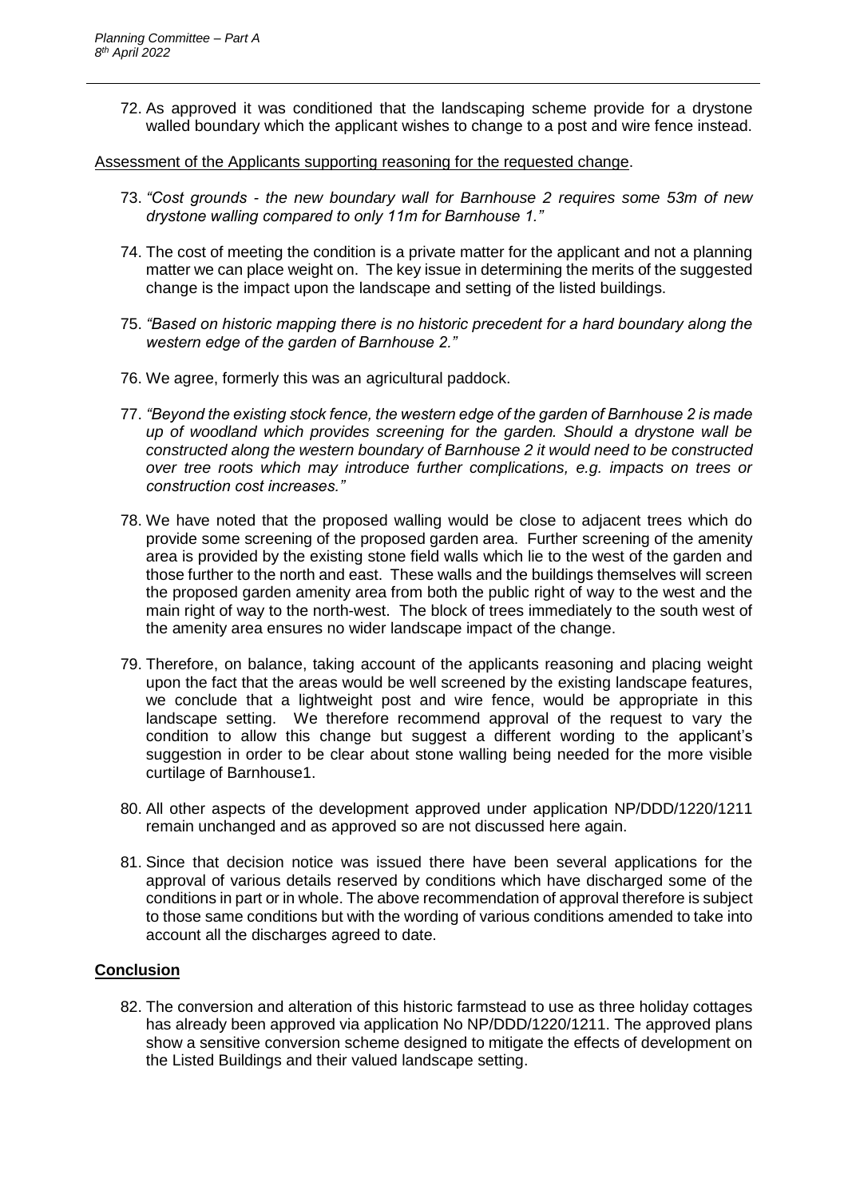72. As approved it was conditioned that the landscaping scheme provide for a drystone walled boundary which the applicant wishes to change to a post and wire fence instead.

Assessment of the Applicants supporting reasoning for the requested change.

73. *"Cost grounds - the new boundary wall for Barnhouse 2 requires some 53m of new drystone walling compared to only 11m for Barnhouse 1."*

74. The cost of meeting the condition is a private matter for the applicant and not a planning matter we can place weight on. The key issue in determining the merits of the suggested change is the impact upon the landscape and setting of the listed buildings.

75. *"Based on historic mapping there is no historic precedent for a hard boundary along the western edge of the garden of Barnhouse 2."*

76. We agree, formerly this was an agricultural paddock.

77. *"Beyond the existing stock fence, the western edge of the garden of Barnhouse 2 is made up of woodland which provides screening for the garden. Should a drystone wall be constructed along the western boundary of Barnhouse 2 it would need to be constructed over tree roots which may introduce further complications, e.g. impacts on trees or construction cost increases."*

78. We have noted that the proposed walling would be close to adjacent trees which do provide some screening of the proposed garden area. Further screening of the amenity area is provided by the existing stone field walls which lie to the west of the garden and those further to the north and east. These walls and the buildings themselves will screen the proposed garden amenity area from both the public right of way to the west and the main right of way to the north-west. The block of trees immediately to the south west of the amenity area ensures no wider landscape impact of the change.

79. Therefore, on balance, taking account of the applicants reasoning and placing weight upon the fact that the areas would be well screened by the existing landscape features, we conclude that a lightweight post and wire fence, would be appropriate in this landscape setting. We therefore recommend approval of the request to vary the condition to allow this change but suggest a different wording to the applicant's suggestion in order to be clear about stone walling being needed for the more visible curtilage of Barnhouse1.

80. All other aspects of the development approved under application NP/DDD/1220/1211 remain unchanged and as approved so are not discussed here again.

81. Since that decision notice was issued there have been several applications for the approval of various details reserved by conditions which have discharged some of the conditions in part or in whole. The above recommendation of approval therefore is subject to those same conditions but with the wording of various conditions amended to take into account all the discharges agreed to date.

## Conclusion

82. The conversion and alteration of this historic farmstead to use as three holiday cottages has already been approved via application No NP/DDD/1220/1211. The approved plans show a sensitive conversion scheme designed to mitigate the effects of development on the Listed Buildings and their valued landscape setting.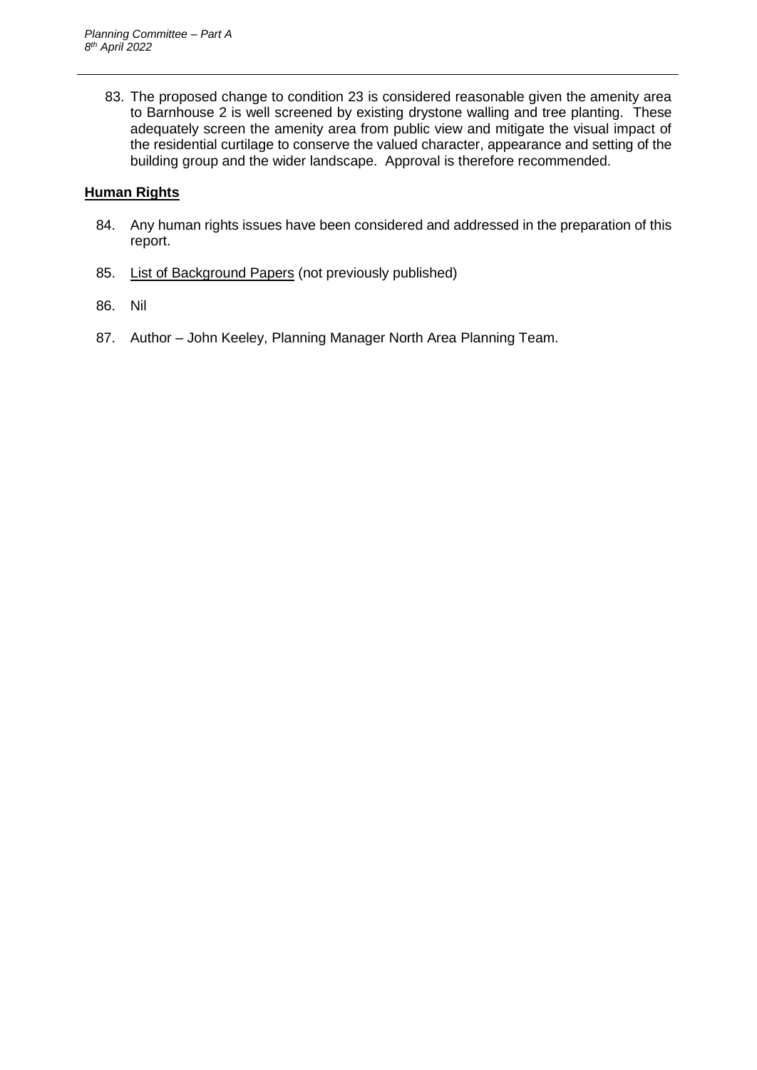83. The proposed change to condition 23 is considered reasonable given the amenity area to Barnhouse 2 is well screened by existing drystone walling and tree planting. These adequately screen the amenity area from public view and mitigate the visual impact of the residential curtilage to conserve the valued character, appearance and setting of the building group and the wider landscape. Approval is therefore recommended.

**Human Rights**

84. Any human rights issues have been considered and addressed in the preparation of this report.

85. List of Background Papers (not previously published)

86. Nil

87. Author – John Keeley, Planning Manager North Area Planning Team.